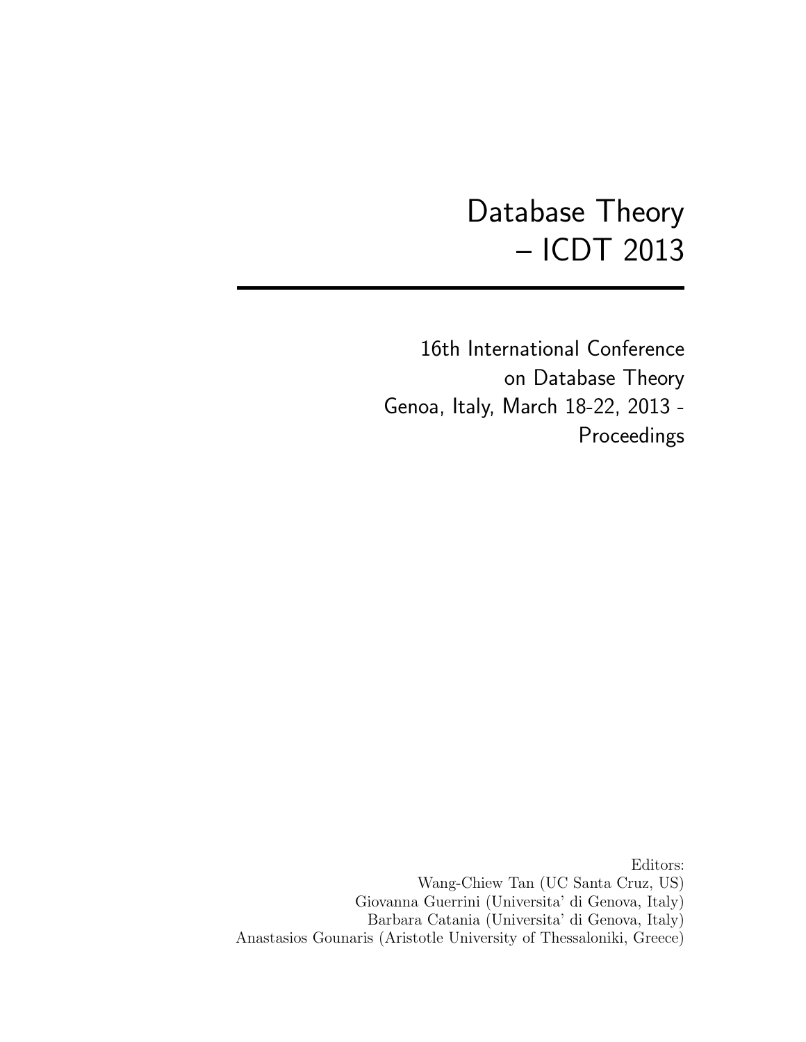# Database Theory
# – ICDT 2013

16th International Conference
on Database Theory
Genoa, Italy, March 18-22, 2013 -
Proceedings

Editors:
Wang-Chiew Tan (UC Santa Cruz, US)
Giovanna Guerrini (Universita' di Genova, Italy)
Barbara Catania (Universita' di Genova, Italy)
Anastasios Gounaris (Aristotle University of Thessaloniki, Greece)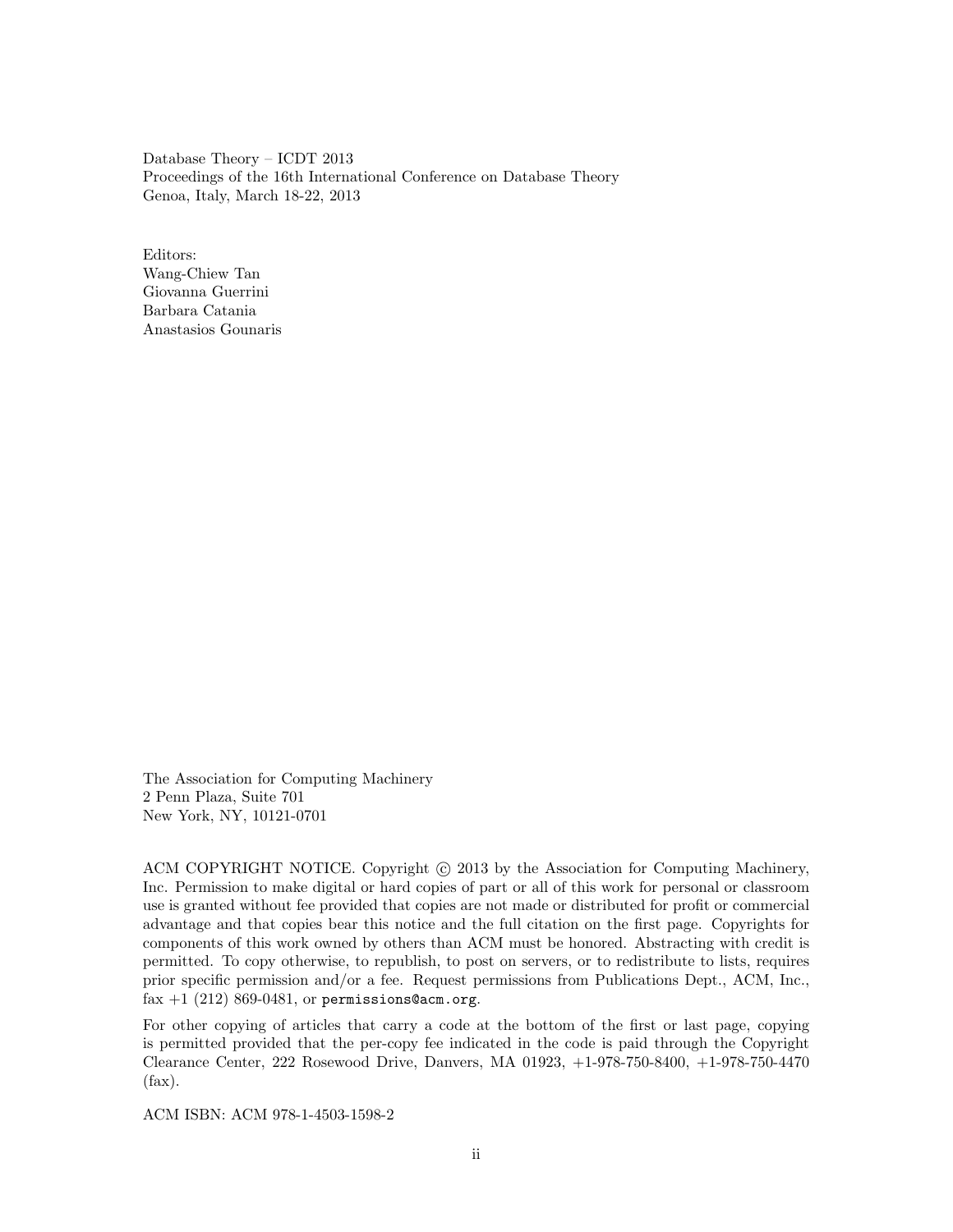Database Theory – ICDT 2013
Proceedings of the 16th International Conference on Database Theory
Genoa, Italy, March 18-22, 2013

Editors:
Wang-Chiew Tan
Giovanna Guerrini
Barbara Catania
Anastasios Gounaris

The Association for Computing Machinery
2 Penn Plaza, Suite 701
New York, NY, 10121-0701

ACM COPYRIGHT NOTICE. Copyright © 2013 by the Association for Computing Machinery, Inc. Permission to make digital or hard copies of part or all of this work for personal or classroom use is granted without fee provided that copies are not made or distributed for profit or commercial advantage and that copies bear this notice and the full citation on the first page. Copyrights for components of this work owned by others than ACM must be honored. Abstracting with credit is permitted. To copy otherwise, to republish, to post on servers, or to redistribute to lists, requires prior specific permission and/or a fee. Request permissions from Publications Dept., ACM, Inc., fax +1 (212) 869-0481, or permissions@acm.org.

For other copying of articles that carry a code at the bottom of the first or last page, copying is permitted provided that the per-copy fee indicated in the code is paid through the Copyright Clearance Center, 222 Rosewood Drive, Danvers, MA 01923, +1-978-750-8400, +1-978-750-4470 (fax).

ACM ISBN: ACM 978-1-4503-1598-2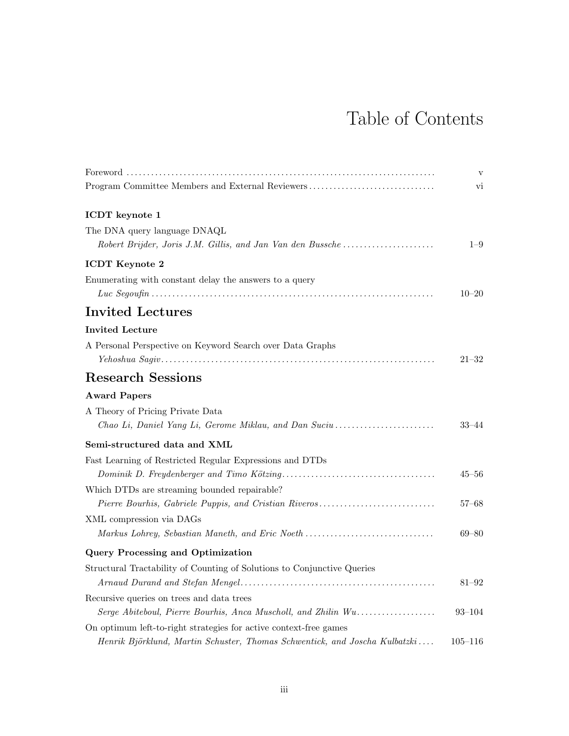# Table of Contents

Foreword ..... v

Program Committee Members and External Reviewers ..... vi

**ICDT keynote 1**

The DNA query language DNAQL
*Robert Brijder, Joris J.M. Gillis, and Jan Van den Bussche* ..... 1–9

**ICDT Keynote 2**

Enumerating with constant delay the answers to a query
*Luc Segoufin* ..... 10–20

## Invited Lectures

**Invited Lecture**

A Personal Perspective on Keyword Search over Data Graphs
*Yehoshua Sagiv* ..... 21–32

## Research Sessions

**Award Papers**

A Theory of Pricing Private Data
*Chao Li, Daniel Yang Li, Gerome Miklau, and Dan Suciu* ..... 33–44

**Semi-structured data and XML**

Fast Learning of Restricted Regular Expressions and DTDs
*Dominik D. Freydenberger and Timo Kötzing* ..... 45–56

Which DTDs are streaming bounded repairable?
*Pierre Bourhis, Gabriele Puppis, and Cristian Riveros* ..... 57–68

XML compression via DAGs
*Markus Lohrey, Sebastian Maneth, and Eric Noeth* ..... 69–80

**Query Processing and Optimization**

Structural Tractability of Counting of Solutions to Conjunctive Queries
*Arnaud Durand and Stefan Mengel* ..... 81–92

Recursive queries on trees and data trees
*Serge Abiteboul, Pierre Bourhis, Anca Muscholl, and Zhilin Wu* ..... 93–104

On optimum left-to-right strategies for active context-free games
*Henrik Björklund, Martin Schuster, Thomas Schwentick, and Joscha Kulbatzki* ..... 105–116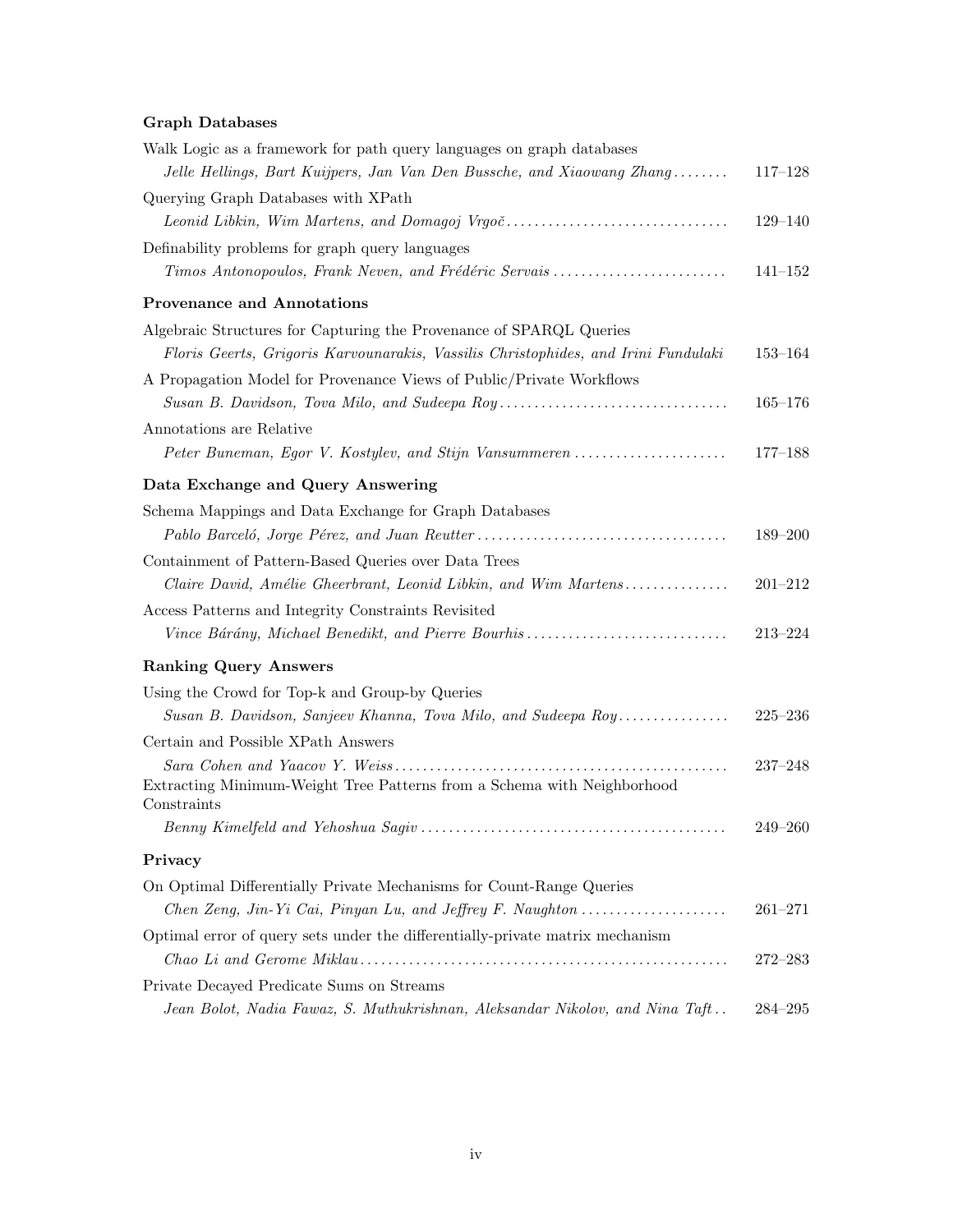**Graph Databases**

Walk Logic as a framework for path query languages on graph databases
*Jelle Hellings, Bart Kuijpers, Jan Van Den Bussche, and Xiaowang Zhang* ........ 117–128

Querying Graph Databases with XPath
*Leonid Libkin, Wim Martens, and Domagoj Vrgoč* ................................ 129–140

Definability problems for graph query languages
*Timos Antonopoulos, Frank Neven, and Frédéric Servais* ......................... 141–152

**Provenance and Annotations**

Algebraic Structures for Capturing the Provenance of SPARQL Queries
*Floris Geerts, Grigoris Karvounarakis, Vassilis Christophides, and Irini Fundulaki* 153–164

A Propagation Model for Provenance Views of Public/Private Workflows
*Susan B. Davidson, Tova Milo, and Sudeepa Roy* ................................. 165–176

Annotations are Relative
*Peter Buneman, Egor V. Kostylev, and Stijn Vansummeren* ...................... 177–188

**Data Exchange and Query Answering**

Schema Mappings and Data Exchange for Graph Databases
*Pablo Barceló, Jorge Pérez, and Juan Reutter* .................................... 189–200

Containment of Pattern-Based Queries over Data Trees
*Claire David, Amélie Gheerbrant, Leonid Libkin, and Wim Martens* ............... 201–212

Access Patterns and Integrity Constraints Revisited
*Vince Bárány, Michael Benedikt, and Pierre Bourhis* ............................. 213–224

**Ranking Query Answers**

Using the Crowd for Top-k and Group-by Queries
*Susan B. Davidson, Sanjeev Khanna, Tova Milo, and Sudeepa Roy* ................ 225–236

Certain and Possible XPath Answers
*Sara Cohen and Yaacov Y. Weiss* ................................................ 237–248

Extracting Minimum-Weight Tree Patterns from a Schema with Neighborhood Constraints
*Benny Kimelfeld and Yehoshua Sagiv* ............................................ 249–260

**Privacy**

On Optimal Differentially Private Mechanisms for Count-Range Queries
*Chen Zeng, Jin-Yi Cai, Pinyan Lu, and Jeffrey F. Naughton* ..................... 261–271

Optimal error of query sets under the differentially-private matrix mechanism
*Chao Li and Gerome Miklau* ..................................................... 272–283

Private Decayed Predicate Sums on Streams
*Jean Bolot, Nadia Fawaz, S. Muthukrishnan, Aleksandar Nikolov, and Nina Taft* .. 284–295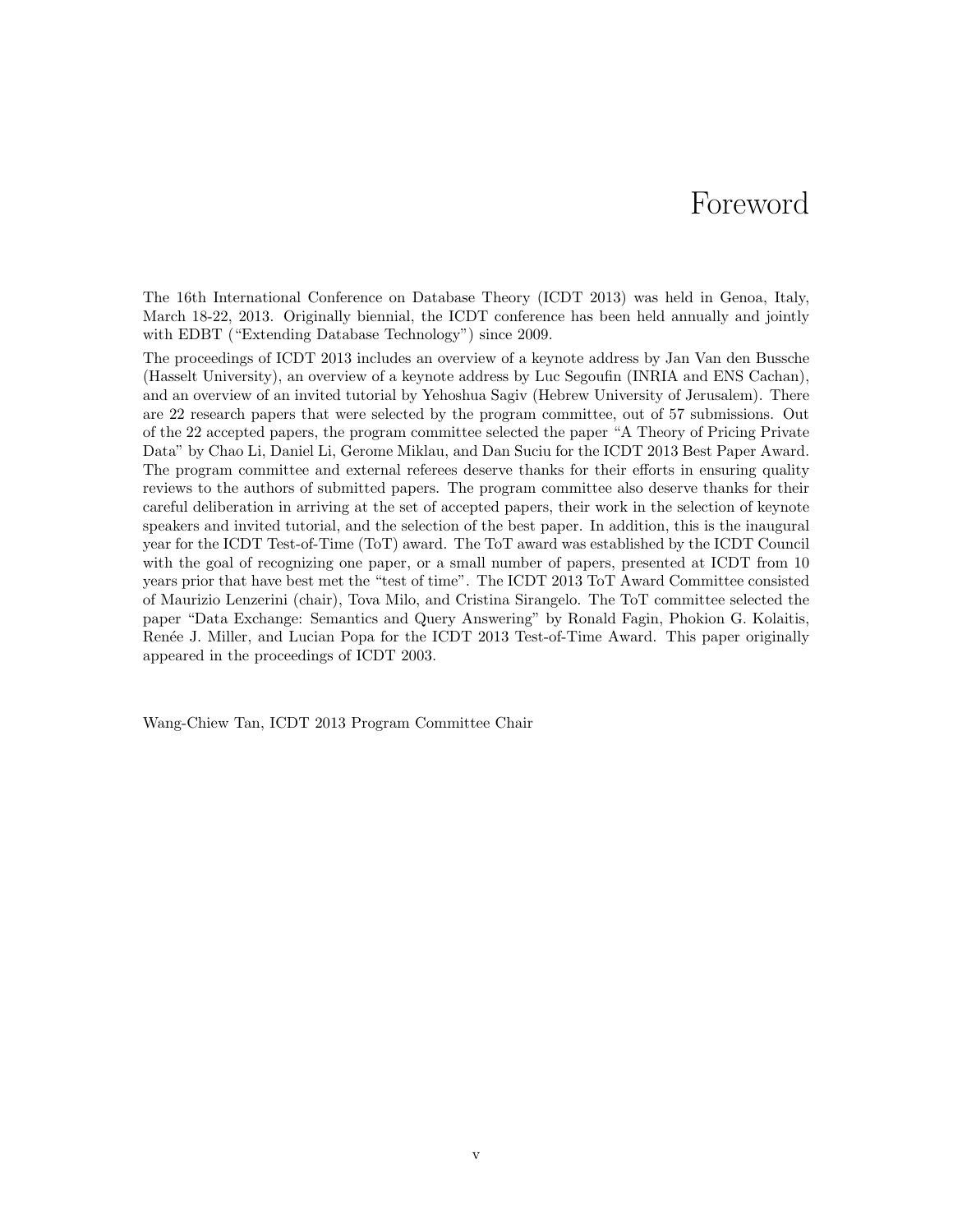# Foreword

The 16th International Conference on Database Theory (ICDT 2013) was held in Genoa, Italy, March 18-22, 2013. Originally biennial, the ICDT conference has been held annually and jointly with EDBT ("Extending Database Technology") since 2009.

The proceedings of ICDT 2013 includes an overview of a keynote address by Jan Van den Bussche (Hasselt University), an overview of a keynote address by Luc Segoufin (INRIA and ENS Cachan), and an overview of an invited tutorial by Yehoshua Sagiv (Hebrew University of Jerusalem). There are 22 research papers that were selected by the program committee, out of 57 submissions. Out of the 22 accepted papers, the program committee selected the paper "A Theory of Pricing Private Data" by Chao Li, Daniel Li, Gerome Miklau, and Dan Suciu for the ICDT 2013 Best Paper Award. The program committee and external referees deserve thanks for their efforts in ensuring quality reviews to the authors of submitted papers. The program committee also deserve thanks for their careful deliberation in arriving at the set of accepted papers, their work in the selection of keynote speakers and invited tutorial, and the selection of the best paper. In addition, this is the inaugural year for the ICDT Test-of-Time (ToT) award. The ToT award was established by the ICDT Council with the goal of recognizing one paper, or a small number of papers, presented at ICDT from 10 years prior that have best met the "test of time". The ICDT 2013 ToT Award Committee consisted of Maurizio Lenzerini (chair), Tova Milo, and Cristina Sirangelo. The ToT committee selected the paper "Data Exchange: Semantics and Query Answering" by Ronald Fagin, Phokion G. Kolaitis, Renée J. Miller, and Lucian Popa for the ICDT 2013 Test-of-Time Award. This paper originally appeared in the proceedings of ICDT 2003.

Wang-Chiew Tan, ICDT 2013 Program Committee Chair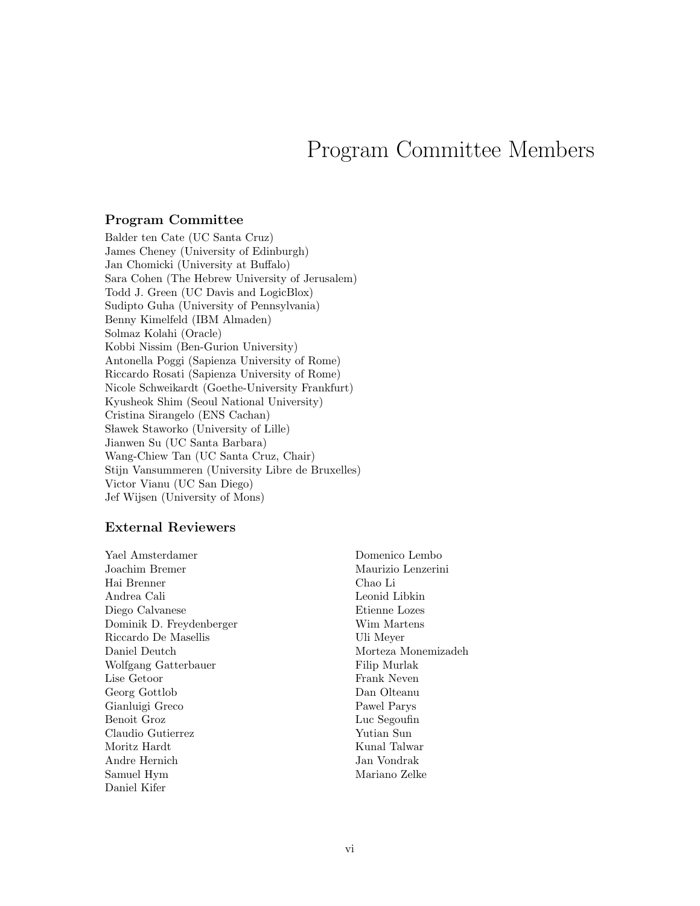# Program Committee Members

## Program Committee

Balder ten Cate (UC Santa Cruz)
James Cheney (University of Edinburgh)
Jan Chomicki (University at Buffalo)
Sara Cohen (The Hebrew University of Jerusalem)
Todd J. Green (UC Davis and LogicBlox)
Sudipto Guha (University of Pennsylvania)
Benny Kimelfeld (IBM Almaden)
Solmaz Kolahi (Oracle)
Kobbi Nissim (Ben-Gurion University)
Antonella Poggi (Sapienza University of Rome)
Riccardo Rosati (Sapienza University of Rome)
Nicole Schweikardt (Goethe-University Frankfurt)
Kyusheok Shim (Seoul National University)
Cristina Sirangelo (ENS Cachan)
Sławek Staworko (University of Lille)
Jianwen Su (UC Santa Barbara)
Wang-Chiew Tan (UC Santa Cruz, Chair)
Stijn Vansummeren (University Libre de Bruxelles)
Victor Vianu (UC San Diego)
Jef Wijsen (University of Mons)

## External Reviewers

Yael Amsterdamer
Joachim Bremer
Hai Brenner
Andrea Cali
Diego Calvanese
Dominik D. Freydenberger
Riccardo De Masellis
Daniel Deutch
Wolfgang Gatterbauer
Lise Getoor
Georg Gottlob
Gianluigi Greco
Benoit Groz
Claudio Gutierrez
Moritz Hardt
Andre Hernich
Samuel Hym
Daniel Kifer
Domenico Lembo
Maurizio Lenzerini
Chao Li
Leonid Libkin
Etienne Lozes
Wim Martens
Uli Meyer
Morteza Monemizadeh
Filip Murlak
Frank Neven
Dan Olteanu
Pawel Parys
Luc Segoufin
Yutian Sun
Kunal Talwar
Jan Vondrak
Mariano Zelke